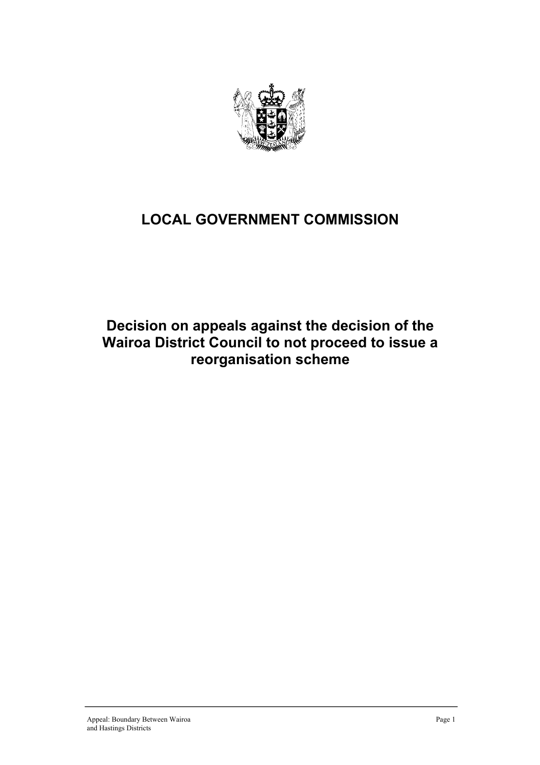# LOCAL GOVERNMENT COMMISSION

## Decision on appeals against the decision of the Wairoa District Council to not proceed to issue a reorganisation scheme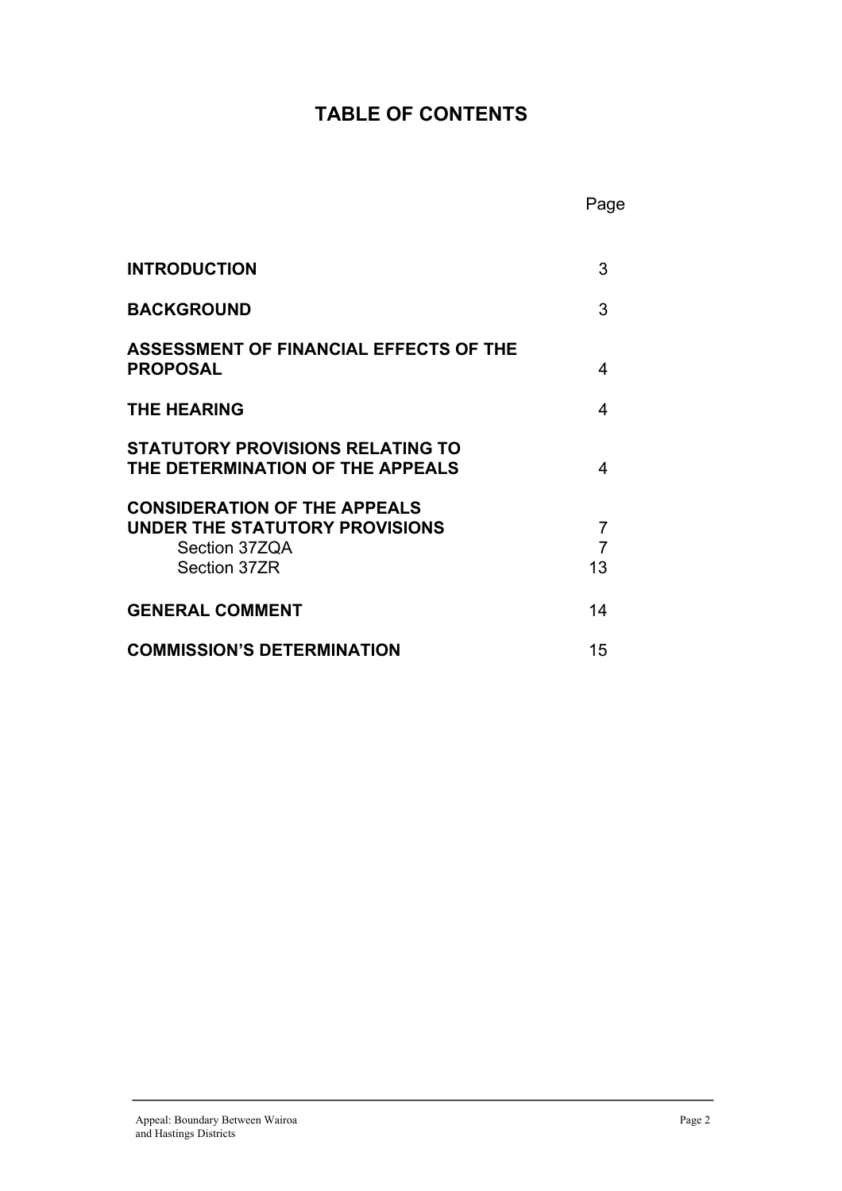# TABLE OF CONTENTS

| | Page |
|---|---|
| **INTRODUCTION** | 3 |
| **BACKGROUND** | 3 |
| **ASSESSMENT OF FINANCIAL EFFECTS OF THE PROPOSAL** | 4 |
| **THE HEARING** | 4 |
| **STATUTORY PROVISIONS RELATING TO THE DETERMINATION OF THE APPEALS** | 4 |
| **CONSIDERATION OF THE APPEALS UNDER THE STATUTORY PROVISIONS** | 7 |
| Section 37ZQA | 7 |
| Section 37ZR | 13 |
| **GENERAL COMMENT** | 14 |
| **COMMISSION'S DETERMINATION** | 15 |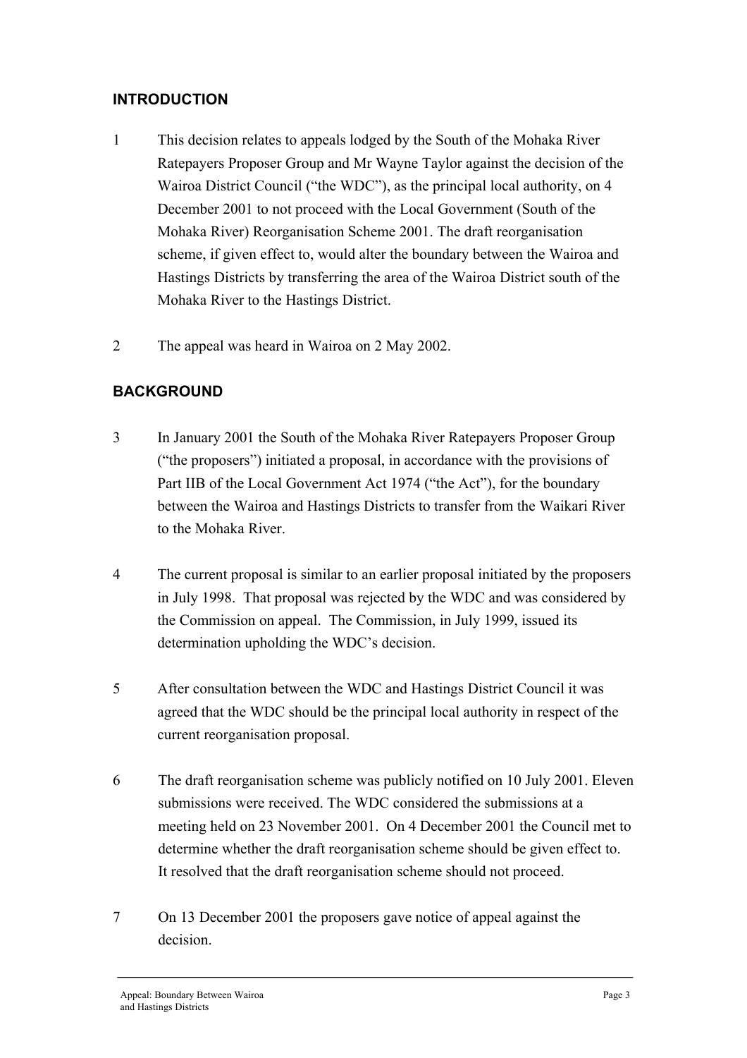## INTRODUCTION

1 This decision relates to appeals lodged by the South of the Mohaka River Ratepayers Proposer Group and Mr Wayne Taylor against the decision of the Wairoa District Council ("the WDC"), as the principal local authority, on 4 December 2001 to not proceed with the Local Government (South of the Mohaka River) Reorganisation Scheme 2001. The draft reorganisation scheme, if given effect to, would alter the boundary between the Wairoa and Hastings Districts by transferring the area of the Wairoa District south of the Mohaka River to the Hastings District.

2 The appeal was heard in Wairoa on 2 May 2002.

## BACKGROUND

3 In January 2001 the South of the Mohaka River Ratepayers Proposer Group ("the proposers") initiated a proposal, in accordance with the provisions of Part IIB of the Local Government Act 1974 ("the Act"), for the boundary between the Wairoa and Hastings Districts to transfer from the Waikari River to the Mohaka River.

4 The current proposal is similar to an earlier proposal initiated by the proposers in July 1998. That proposal was rejected by the WDC and was considered by the Commission on appeal. The Commission, in July 1999, issued its determination upholding the WDC's decision.

5 After consultation between the WDC and Hastings District Council it was agreed that the WDC should be the principal local authority in respect of the current reorganisation proposal.

6 The draft reorganisation scheme was publicly notified on 10 July 2001. Eleven submissions were received. The WDC considered the submissions at a meeting held on 23 November 2001. On 4 December 2001 the Council met to determine whether the draft reorganisation scheme should be given effect to. It resolved that the draft reorganisation scheme should not proceed.

7 On 13 December 2001 the proposers gave notice of appeal against the decision.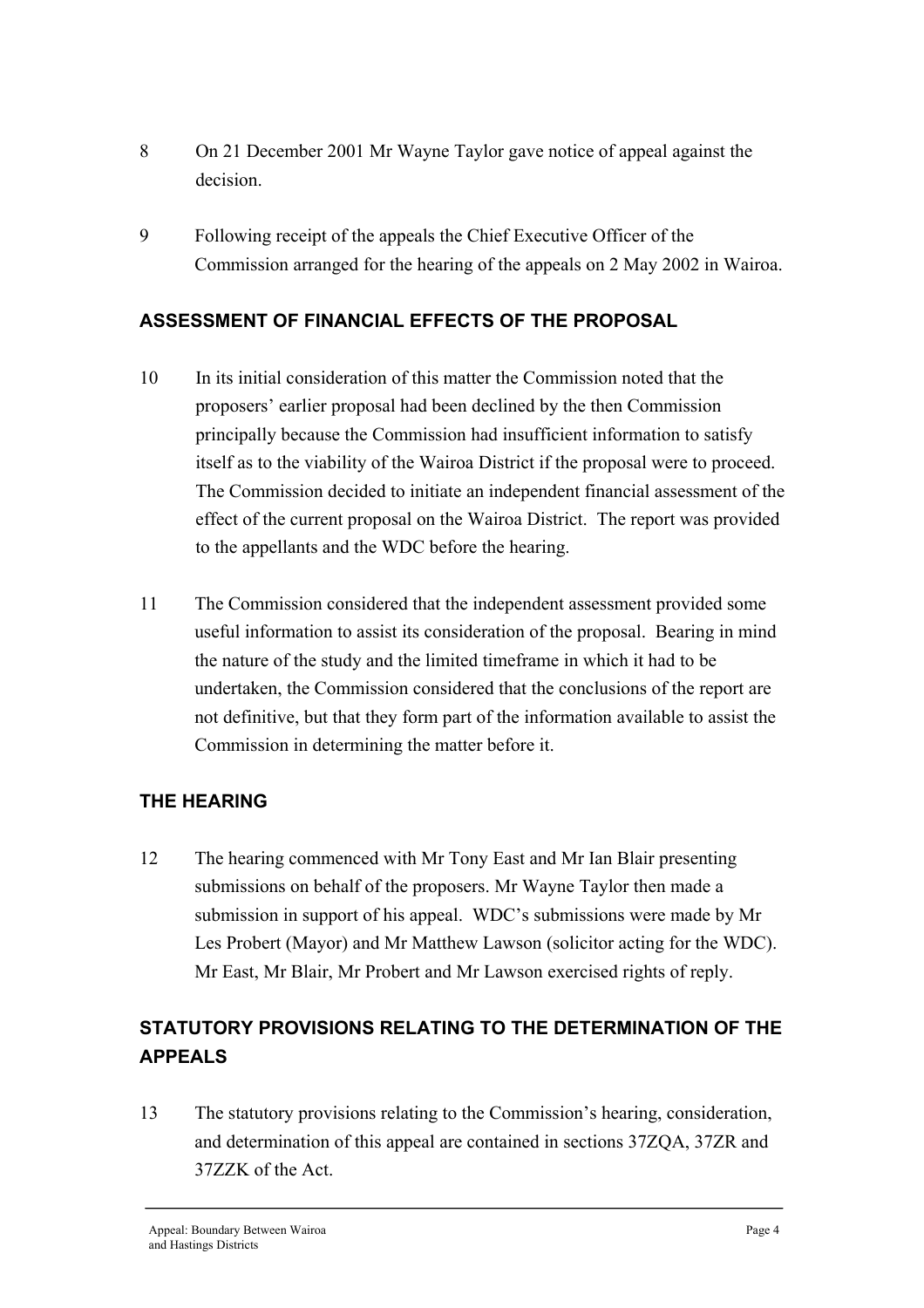8 On 21 December 2001 Mr Wayne Taylor gave notice of appeal against the decision.

9 Following receipt of the appeals the Chief Executive Officer of the Commission arranged for the hearing of the appeals on 2 May 2002 in Wairoa.

## ASSESSMENT OF FINANCIAL EFFECTS OF THE PROPOSAL

10 In its initial consideration of this matter the Commission noted that the proposers' earlier proposal had been declined by the then Commission principally because the Commission had insufficient information to satisfy itself as to the viability of the Wairoa District if the proposal were to proceed. The Commission decided to initiate an independent financial assessment of the effect of the current proposal on the Wairoa District. The report was provided to the appellants and the WDC before the hearing.

11 The Commission considered that the independent assessment provided some useful information to assist its consideration of the proposal. Bearing in mind the nature of the study and the limited timeframe in which it had to be undertaken, the Commission considered that the conclusions of the report are not definitive, but that they form part of the information available to assist the Commission in determining the matter before it.

## THE HEARING

12 The hearing commenced with Mr Tony East and Mr Ian Blair presenting submissions on behalf of the proposers. Mr Wayne Taylor then made a submission in support of his appeal. WDC's submissions were made by Mr Les Probert (Mayor) and Mr Matthew Lawson (solicitor acting for the WDC). Mr East, Mr Blair, Mr Probert and Mr Lawson exercised rights of reply.

## STATUTORY PROVISIONS RELATING TO THE DETERMINATION OF THE APPEALS

13 The statutory provisions relating to the Commission's hearing, consideration, and determination of this appeal are contained in sections 37ZQA, 37ZR and 37ZZK of the Act.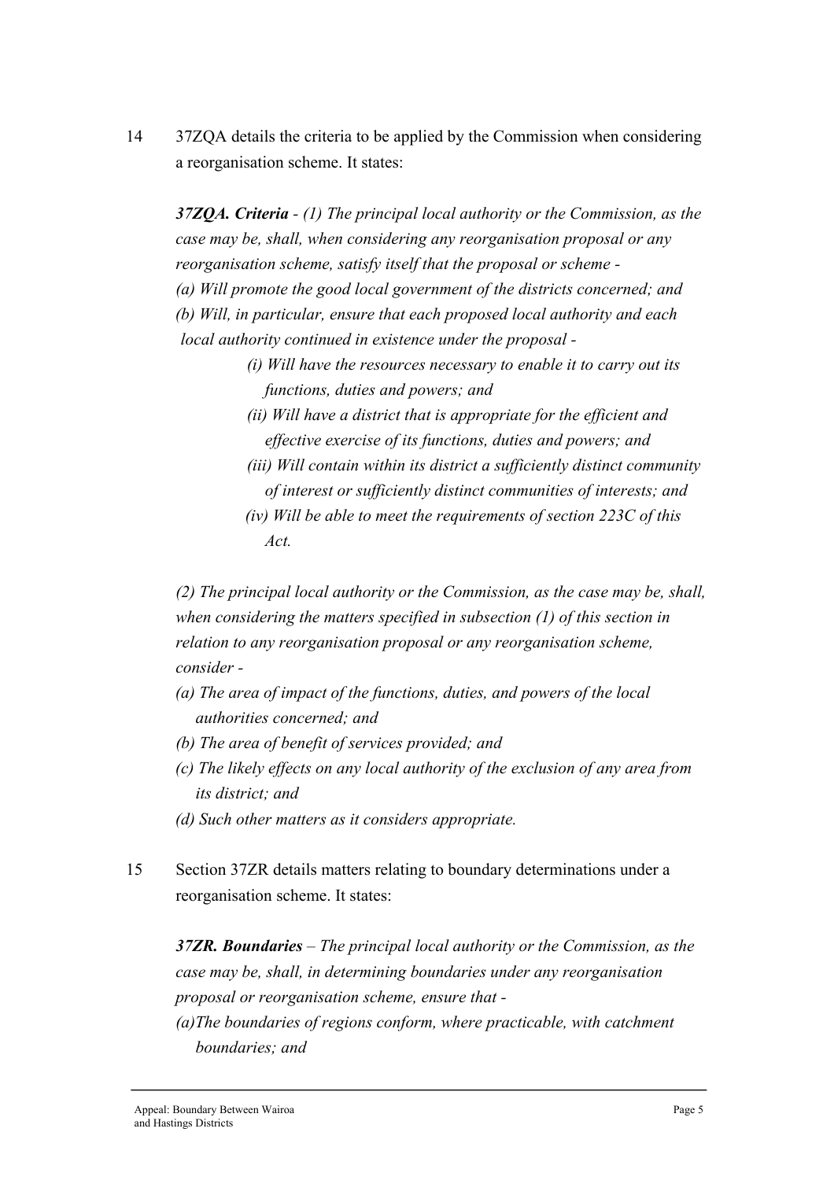14 37ZQA details the criteria to be applied by the Commission when considering a reorganisation scheme. It states:

> ***37ZQA. Criteria*** *- (1) The principal local authority or the Commission, as the case may be, shall, when considering any reorganisation proposal or any reorganisation scheme, satisfy itself that the proposal or scheme -*
>
> *(a) Will promote the good local government of the districts concerned; and*
>
> *(b) Will, in particular, ensure that each proposed local authority and each local authority continued in existence under the proposal -*
>
> > *(i) Will have the resources necessary to enable it to carry out its functions, duties and powers; and*
> >
> > *(ii) Will have a district that is appropriate for the efficient and effective exercise of its functions, duties and powers; and*
> >
> > *(iii) Will contain within its district a sufficiently distinct community of interest or sufficiently distinct communities of interests; and*
> >
> > *(iv) Will be able to meet the requirements of section 223C of this Act.*
>
> *(2) The principal local authority or the Commission, as the case may be, shall, when considering the matters specified in subsection (1) of this section in relation to any reorganisation proposal or any reorganisation scheme, consider -*
>
> *(a) The area of impact of the functions, duties, and powers of the local authorities concerned; and*
>
> *(b) The area of benefit of services provided; and*
>
> *(c) The likely effects on any local authority of the exclusion of any area from its district; and*
>
> *(d) Such other matters as it considers appropriate.*

15 Section 37ZR details matters relating to boundary determinations under a reorganisation scheme. It states:

> ***37ZR. Boundaries*** *– The principal local authority or the Commission, as the case may be, shall, in determining boundaries under any reorganisation proposal or reorganisation scheme, ensure that -*
>
> *(a) The boundaries of regions conform, where practicable, with catchment boundaries; and*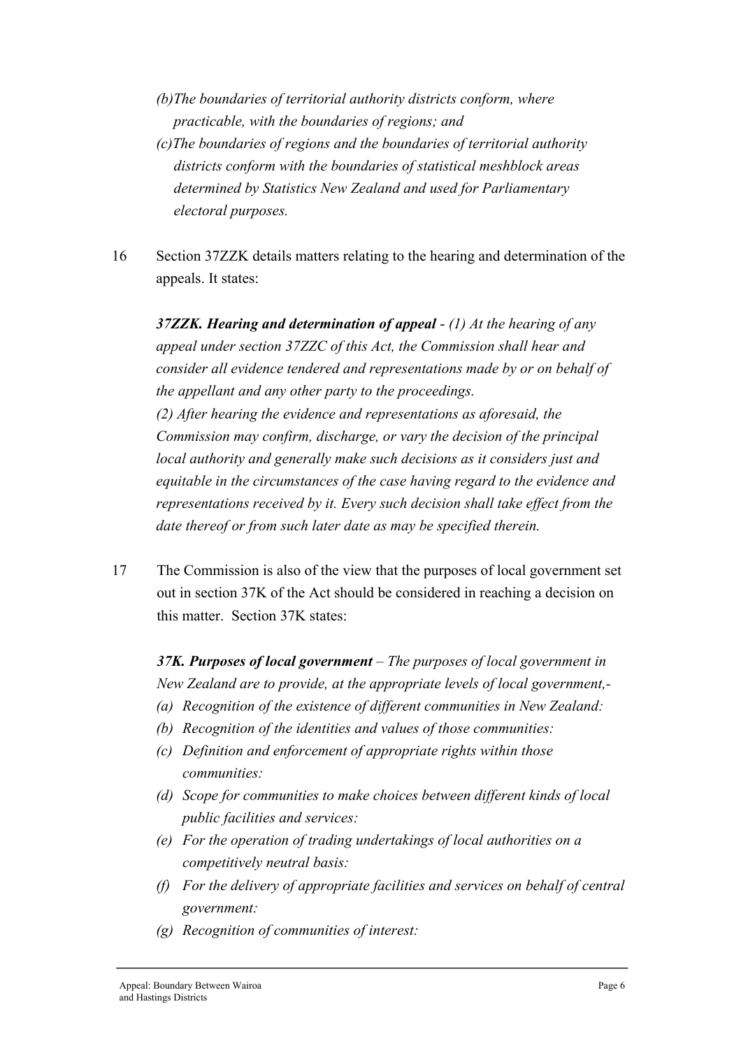*(b)The boundaries of territorial authority districts conform, where practicable, with the boundaries of regions; and*

*(c)The boundaries of regions and the boundaries of territorial authority districts conform with the boundaries of statistical meshblock areas determined by Statistics New Zealand and used for Parliamentary electoral purposes.*

16 Section 37ZZK details matters relating to the hearing and determination of the appeals. It states:

> ***37ZZK. Hearing and determination of appeal*** *- (1) At the hearing of any appeal under section 37ZZC of this Act, the Commission shall hear and consider all evidence tendered and representations made by or on behalf of the appellant and any other party to the proceedings.*
> *(2) After hearing the evidence and representations as aforesaid, the Commission may confirm, discharge, or vary the decision of the principal local authority and generally make such decisions as it considers just and equitable in the circumstances of the case having regard to the evidence and representations received by it. Every such decision shall take effect from the date thereof or from such later date as may be specified therein.*

17 The Commission is also of the view that the purposes of local government set out in section 37K of the Act should be considered in reaching a decision on this matter. Section 37K states:

> ***37K. Purposes of local government*** *– The purposes of local government in New Zealand are to provide, at the appropriate levels of local government,-*
> *(a) Recognition of the existence of different communities in New Zealand:*
> *(b) Recognition of the identities and values of those communities:*
> *(c) Definition and enforcement of appropriate rights within those communities:*
> *(d) Scope for communities to make choices between different kinds of local public facilities and services:*
> *(e) For the operation of trading undertakings of local authorities on a competitively neutral basis:*
> *(f) For the delivery of appropriate facilities and services on behalf of central government:*
> *(g) Recognition of communities of interest:*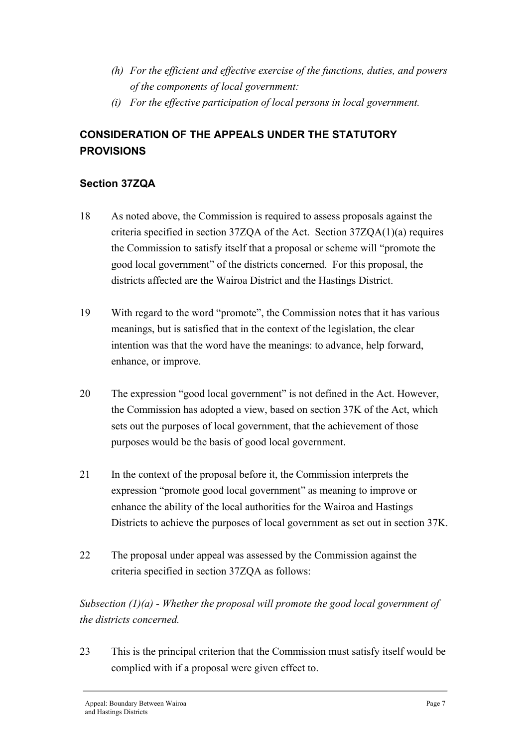*(h) For the efficient and effective exercise of the functions, duties, and powers of the components of local government:*

*(i) For the effective participation of local persons in local government.*

## CONSIDERATION OF THE APPEALS UNDER THE STATUTORY PROVISIONS

### Section 37ZQA

18 As noted above, the Commission is required to assess proposals against the criteria specified in section 37ZQA of the Act. Section 37ZQA(1)(a) requires the Commission to satisfy itself that a proposal or scheme will "promote the good local government" of the districts concerned. For this proposal, the districts affected are the Wairoa District and the Hastings District.

19 With regard to the word "promote", the Commission notes that it has various meanings, but is satisfied that in the context of the legislation, the clear intention was that the word have the meanings: to advance, help forward, enhance, or improve.

20 The expression "good local government" is not defined in the Act. However, the Commission has adopted a view, based on section 37K of the Act, which sets out the purposes of local government, that the achievement of those purposes would be the basis of good local government.

21 In the context of the proposal before it, the Commission interprets the expression "promote good local government" as meaning to improve or enhance the ability of the local authorities for the Wairoa and Hastings Districts to achieve the purposes of local government as set out in section 37K.

22 The proposal under appeal was assessed by the Commission against the criteria specified in section 37ZQA as follows:

*Subsection (1)(a) - Whether the proposal will promote the good local government of the districts concerned.*

23 This is the principal criterion that the Commission must satisfy itself would be complied with if a proposal were given effect to.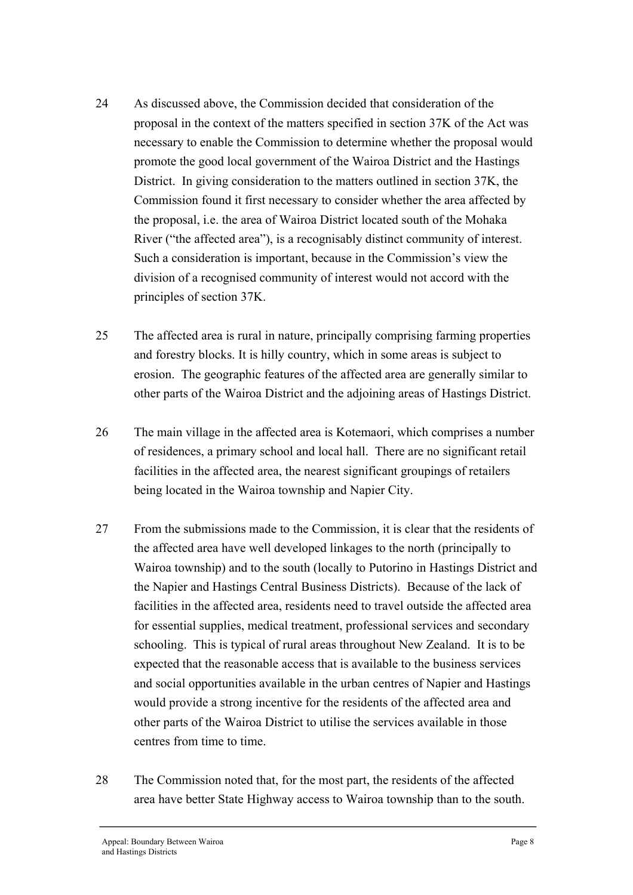24 As discussed above, the Commission decided that consideration of the proposal in the context of the matters specified in section 37K of the Act was necessary to enable the Commission to determine whether the proposal would promote the good local government of the Wairoa District and the Hastings District. In giving consideration to the matters outlined in section 37K, the Commission found it first necessary to consider whether the area affected by the proposal, i.e. the area of Wairoa District located south of the Mohaka River ("the affected area"), is a recognisably distinct community of interest. Such a consideration is important, because in the Commission's view the division of a recognised community of interest would not accord with the principles of section 37K.

25 The affected area is rural in nature, principally comprising farming properties and forestry blocks. It is hilly country, which in some areas is subject to erosion. The geographic features of the affected area are generally similar to other parts of the Wairoa District and the adjoining areas of Hastings District.

26 The main village in the affected area is Kotemaori, which comprises a number of residences, a primary school and local hall. There are no significant retail facilities in the affected area, the nearest significant groupings of retailers being located in the Wairoa township and Napier City.

27 From the submissions made to the Commission, it is clear that the residents of the affected area have well developed linkages to the north (principally to Wairoa township) and to the south (locally to Putorino in Hastings District and the Napier and Hastings Central Business Districts). Because of the lack of facilities in the affected area, residents need to travel outside the affected area for essential supplies, medical treatment, professional services and secondary schooling. This is typical of rural areas throughout New Zealand. It is to be expected that the reasonable access that is available to the business services and social opportunities available in the urban centres of Napier and Hastings would provide a strong incentive for the residents of the affected area and other parts of the Wairoa District to utilise the services available in those centres from time to time.

28 The Commission noted that, for the most part, the residents of the affected area have better State Highway access to Wairoa township than to the south.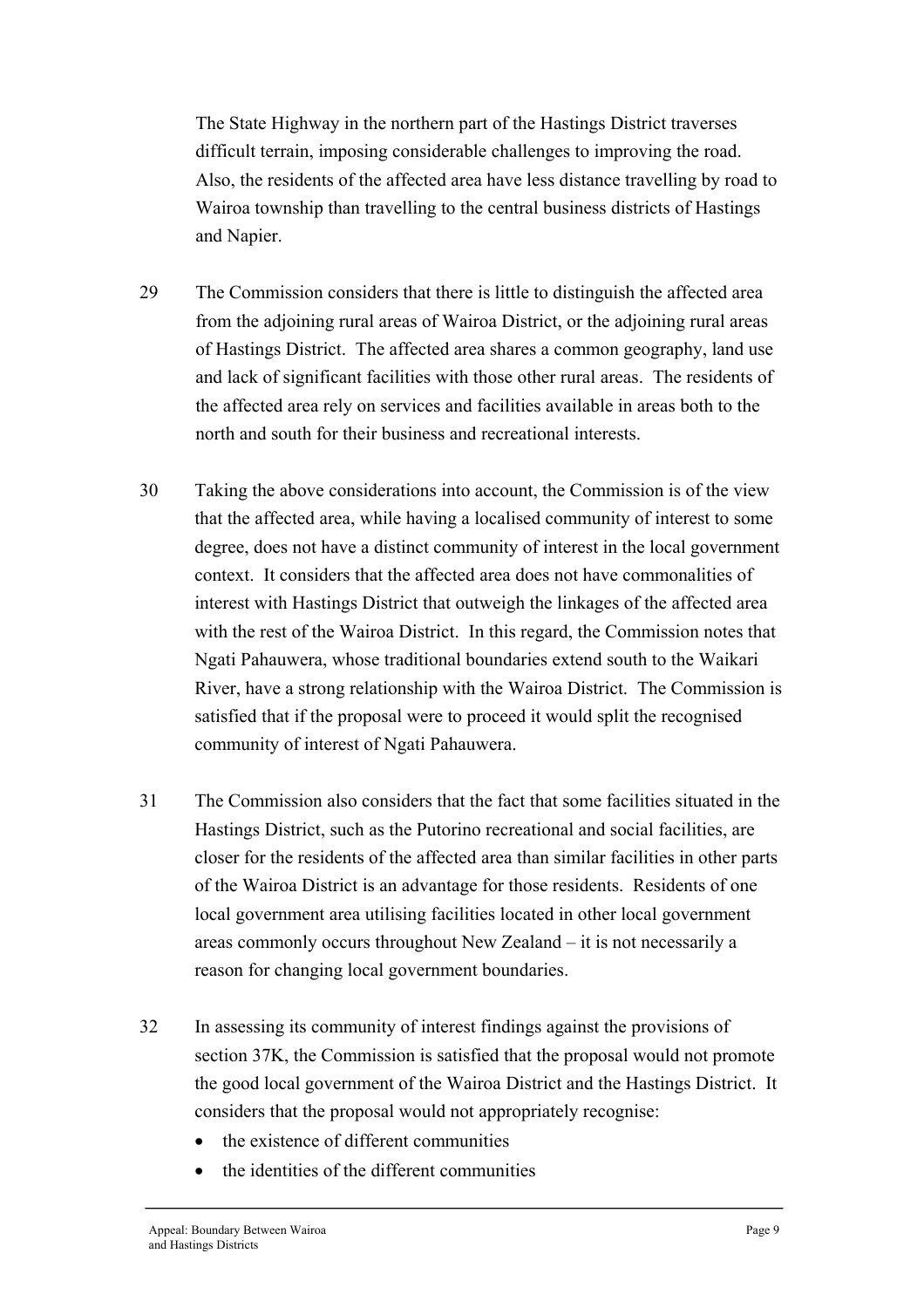The State Highway in the northern part of the Hastings District traverses difficult terrain, imposing considerable challenges to improving the road. Also, the residents of the affected area have less distance travelling by road to Wairoa township than travelling to the central business districts of Hastings and Napier.

29 The Commission considers that there is little to distinguish the affected area from the adjoining rural areas of Wairoa District, or the adjoining rural areas of Hastings District. The affected area shares a common geography, land use and lack of significant facilities with those other rural areas. The residents of the affected area rely on services and facilities available in areas both to the north and south for their business and recreational interests.

30 Taking the above considerations into account, the Commission is of the view that the affected area, while having a localised community of interest to some degree, does not have a distinct community of interest in the local government context. It considers that the affected area does not have commonalities of interest with Hastings District that outweigh the linkages of the affected area with the rest of the Wairoa District. In this regard, the Commission notes that Ngati Pahauwera, whose traditional boundaries extend south to the Waikari River, have a strong relationship with the Wairoa District. The Commission is satisfied that if the proposal were to proceed it would split the recognised community of interest of Ngati Pahauwera.

31 The Commission also considers that the fact that some facilities situated in the Hastings District, such as the Putorino recreational and social facilities, are closer for the residents of the affected area than similar facilities in other parts of the Wairoa District is an advantage for those residents. Residents of one local government area utilising facilities located in other local government areas commonly occurs throughout New Zealand – it is not necessarily a reason for changing local government boundaries.

32 In assessing its community of interest findings against the provisions of section 37K, the Commission is satisfied that the proposal would not promote the good local government of the Wairoa District and the Hastings District. It considers that the proposal would not appropriately recognise:

- the existence of different communities
- the identities of the different communities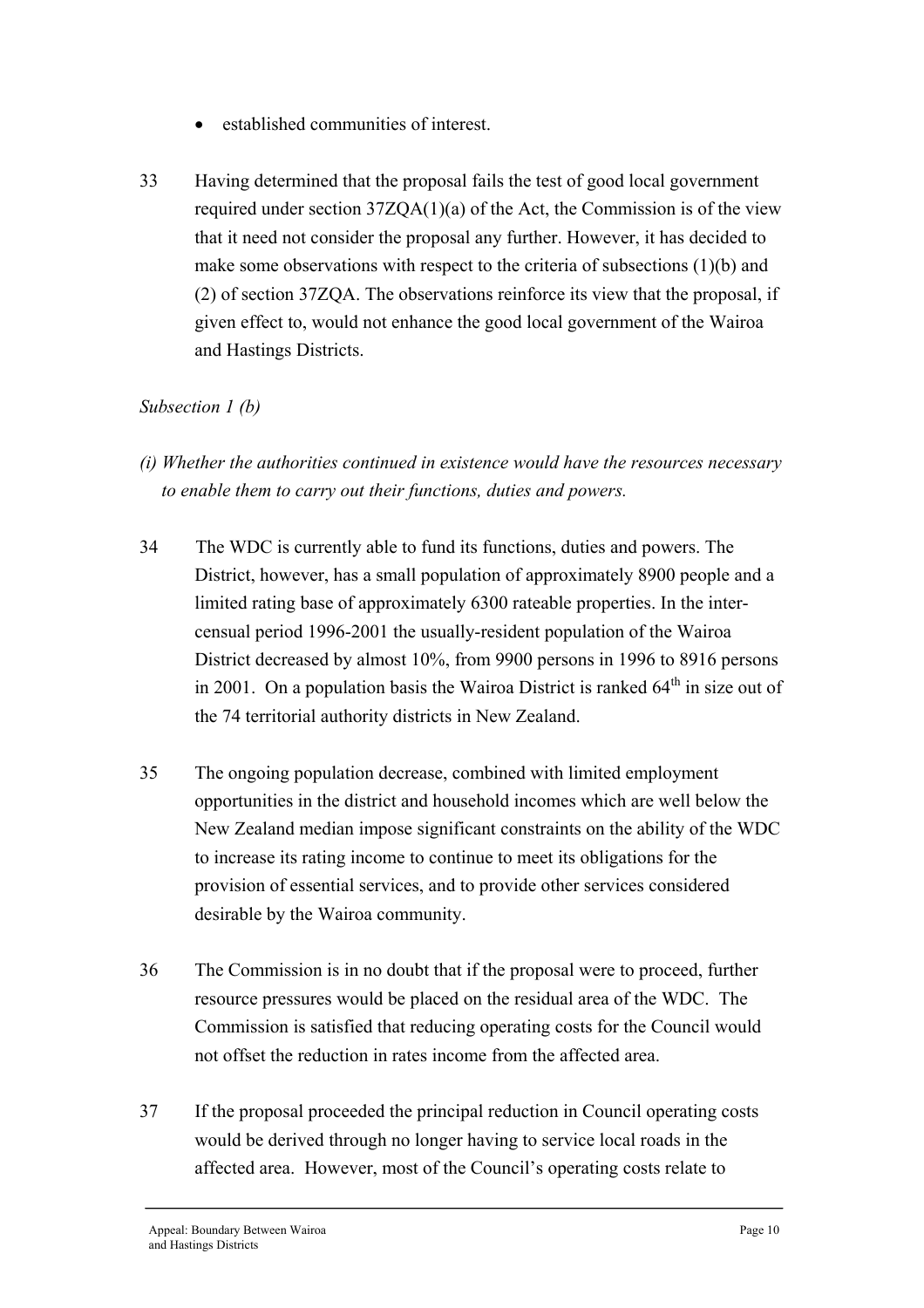- established communities of interest.

33 Having determined that the proposal fails the test of good local government required under section 37ZQA(1)(a) of the Act, the Commission is of the view that it need not consider the proposal any further. However, it has decided to make some observations with respect to the criteria of subsections (1)(b) and (2) of section 37ZQA. The observations reinforce its view that the proposal, if given effect to, would not enhance the good local government of the Wairoa and Hastings Districts.

*Subsection 1 (b)*

*(i) Whether the authorities continued in existence would have the resources necessary to enable them to carry out their functions, duties and powers.*

34 The WDC is currently able to fund its functions, duties and powers. The District, however, has a small population of approximately 8900 people and a limited rating base of approximately 6300 rateable properties. In the inter-censual period 1996-2001 the usually-resident population of the Wairoa District decreased by almost 10%, from 9900 persons in 1996 to 8916 persons in 2001. On a population basis the Wairoa District is ranked 64th in size out of the 74 territorial authority districts in New Zealand.

35 The ongoing population decrease, combined with limited employment opportunities in the district and household incomes which are well below the New Zealand median impose significant constraints on the ability of the WDC to increase its rating income to continue to meet its obligations for the provision of essential services, and to provide other services considered desirable by the Wairoa community.

36 The Commission is in no doubt that if the proposal were to proceed, further resource pressures would be placed on the residual area of the WDC. The Commission is satisfied that reducing operating costs for the Council would not offset the reduction in rates income from the affected area.

37 If the proposal proceeded the principal reduction in Council operating costs would be derived through no longer having to service local roads in the affected area. However, most of the Council's operating costs relate to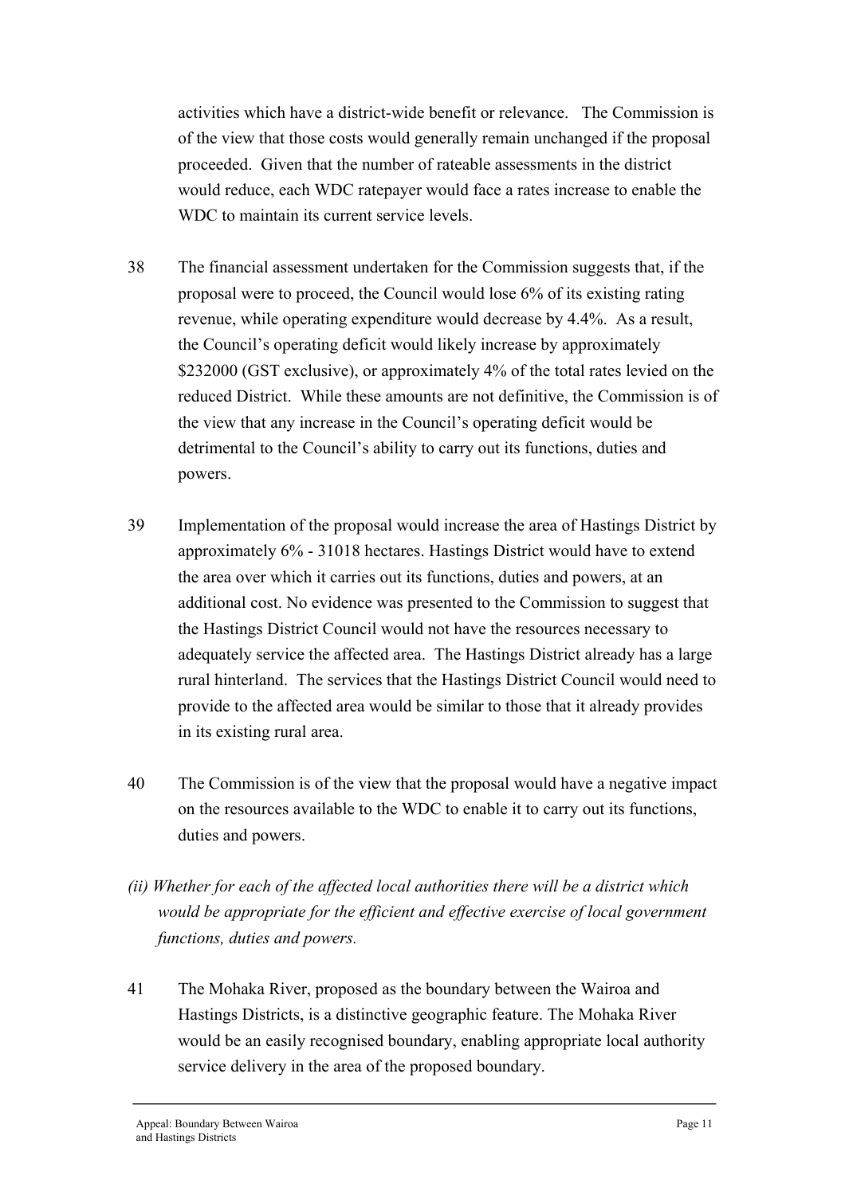activities which have a district-wide benefit or relevance. The Commission is of the view that those costs would generally remain unchanged if the proposal proceeded. Given that the number of rateable assessments in the district would reduce, each WDC ratepayer would face a rates increase to enable the WDC to maintain its current service levels.

38 The financial assessment undertaken for the Commission suggests that, if the proposal were to proceed, the Council would lose 6% of its existing rating revenue, while operating expenditure would decrease by 4.4%. As a result, the Council's operating deficit would likely increase by approximately $232000 (GST exclusive), or approximately 4% of the total rates levied on the reduced District. While these amounts are not definitive, the Commission is of the view that any increase in the Council's operating deficit would be detrimental to the Council's ability to carry out its functions, duties and powers.

39 Implementation of the proposal would increase the area of Hastings District by approximately 6% - 31018 hectares. Hastings District would have to extend the area over which it carries out its functions, duties and powers, at an additional cost. No evidence was presented to the Commission to suggest that the Hastings District Council would not have the resources necessary to adequately service the affected area. The Hastings District already has a large rural hinterland. The services that the Hastings District Council would need to provide to the affected area would be similar to those that it already provides in its existing rural area.

40 The Commission is of the view that the proposal would have a negative impact on the resources available to the WDC to enable it to carry out its functions, duties and powers.

*(ii) Whether for each of the affected local authorities there will be a district which would be appropriate for the efficient and effective exercise of local government functions, duties and powers.*

41 The Mohaka River, proposed as the boundary between the Wairoa and Hastings Districts, is a distinctive geographic feature. The Mohaka River would be an easily recognised boundary, enabling appropriate local authority service delivery in the area of the proposed boundary.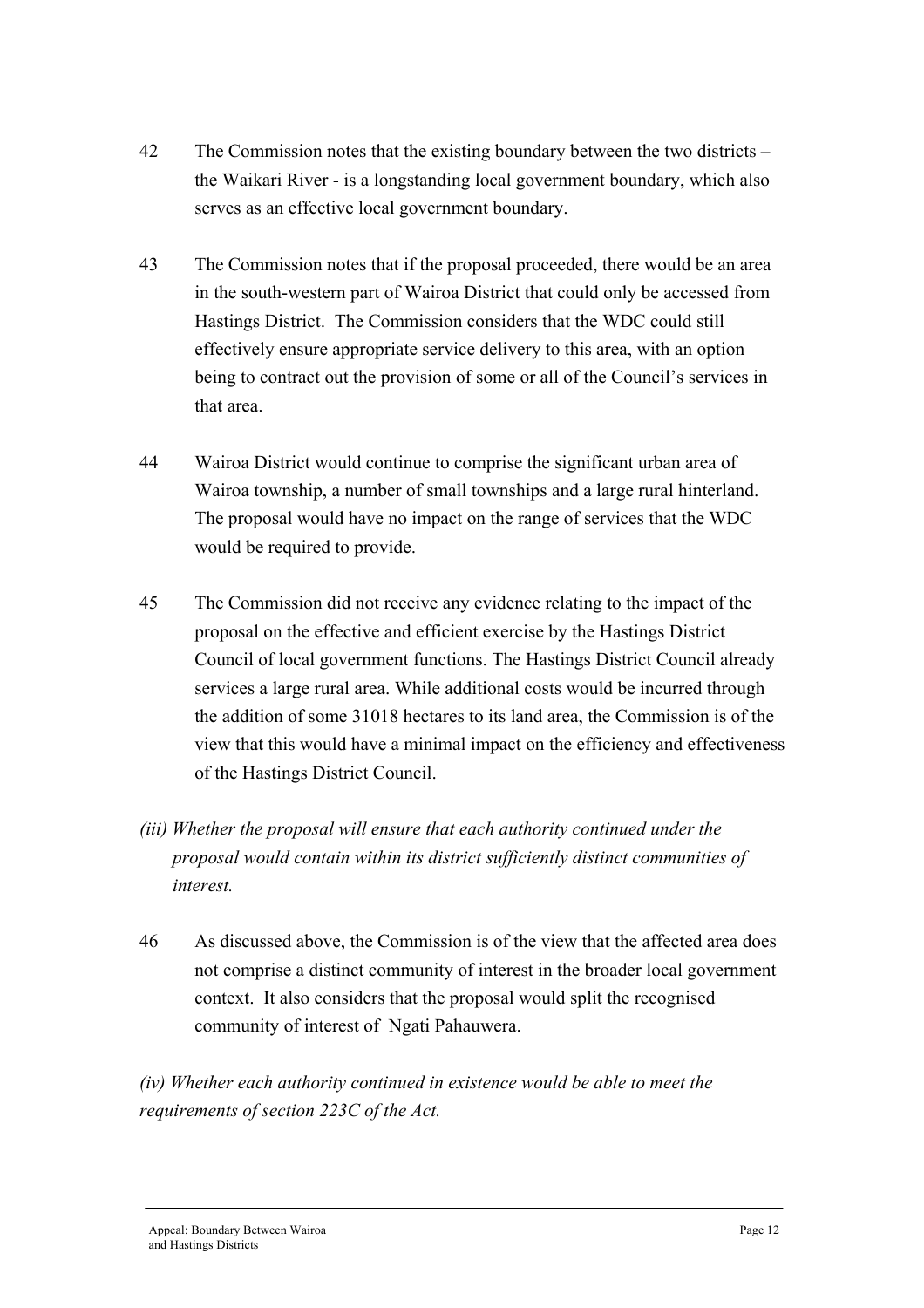42 The Commission notes that the existing boundary between the two districts – the Waikari River - is a longstanding local government boundary, which also serves as an effective local government boundary.

43 The Commission notes that if the proposal proceeded, there would be an area in the south-western part of Wairoa District that could only be accessed from Hastings District. The Commission considers that the WDC could still effectively ensure appropriate service delivery to this area, with an option being to contract out the provision of some or all of the Council's services in that area.

44 Wairoa District would continue to comprise the significant urban area of Wairoa township, a number of small townships and a large rural hinterland. The proposal would have no impact on the range of services that the WDC would be required to provide.

45 The Commission did not receive any evidence relating to the impact of the proposal on the effective and efficient exercise by the Hastings District Council of local government functions. The Hastings District Council already services a large rural area. While additional costs would be incurred through the addition of some 31018 hectares to its land area, the Commission is of the view that this would have a minimal impact on the efficiency and effectiveness of the Hastings District Council.

*(iii) Whether the proposal will ensure that each authority continued under the proposal would contain within its district sufficiently distinct communities of interest.*

46 As discussed above, the Commission is of the view that the affected area does not comprise a distinct community of interest in the broader local government context. It also considers that the proposal would split the recognised community of interest of Ngati Pahauwera.

*(iv) Whether each authority continued in existence would be able to meet the requirements of section 223C of the Act.*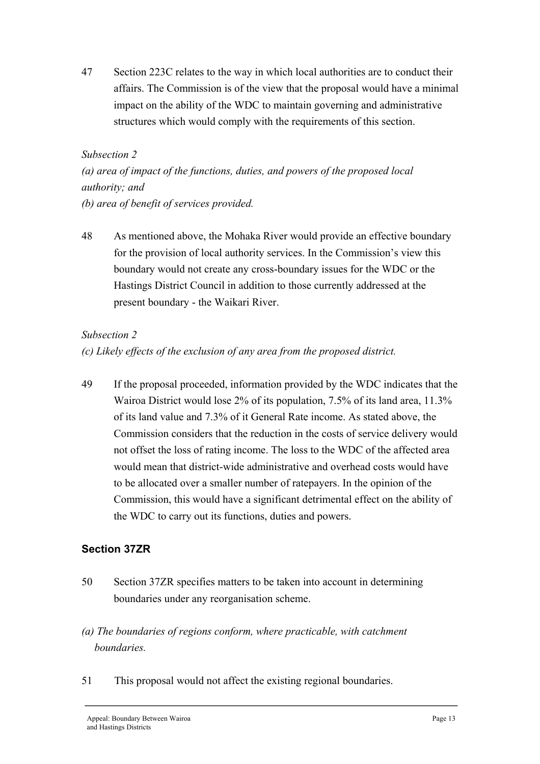47 Section 223C relates to the way in which local authorities are to conduct their affairs. The Commission is of the view that the proposal would have a minimal impact on the ability of the WDC to maintain governing and administrative structures which would comply with the requirements of this section.

*Subsection 2*
*(a) area of impact of the functions, duties, and powers of the proposed local authority; and*
*(b) area of benefit of services provided.*

48 As mentioned above, the Mohaka River would provide an effective boundary for the provision of local authority services. In the Commission's view this boundary would not create any cross-boundary issues for the WDC or the Hastings District Council in addition to those currently addressed at the present boundary - the Waikari River.

*Subsection 2*
*(c) Likely effects of the exclusion of any area from the proposed district.*

49 If the proposal proceeded, information provided by the WDC indicates that the Wairoa District would lose 2% of its population, 7.5% of its land area, 11.3% of its land value and 7.3% of it General Rate income. As stated above, the Commission considers that the reduction in the costs of service delivery would not offset the loss of rating income. The loss to the WDC of the affected area would mean that district-wide administrative and overhead costs would have to be allocated over a smaller number of ratepayers. In the opinion of the Commission, this would have a significant detrimental effect on the ability of the WDC to carry out its functions, duties and powers.

## Section 37ZR

50 Section 37ZR specifies matters to be taken into account in determining boundaries under any reorganisation scheme.

*(a) The boundaries of regions conform, where practicable, with catchment boundaries.*

51 This proposal would not affect the existing regional boundaries.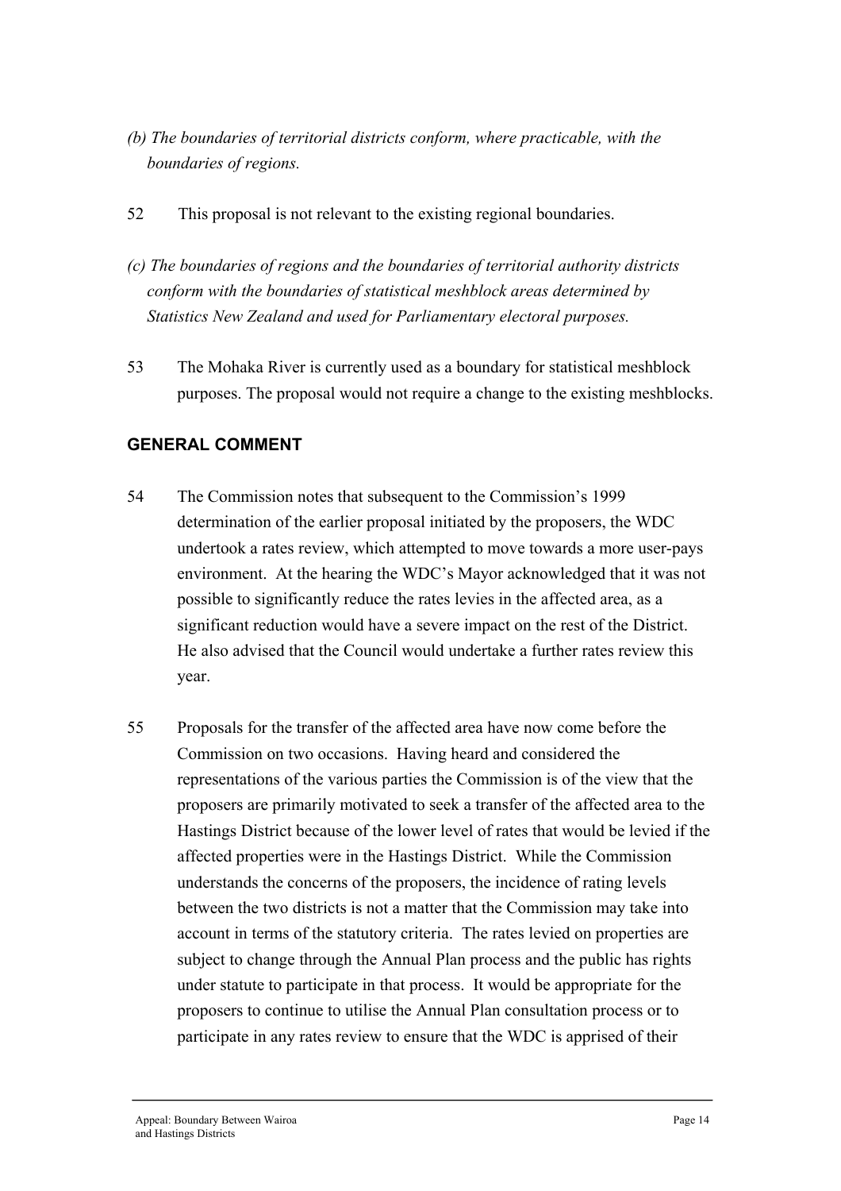*(b) The boundaries of territorial districts conform, where practicable, with the boundaries of regions.*

52 This proposal is not relevant to the existing regional boundaries.

*(c) The boundaries of regions and the boundaries of territorial authority districts conform with the boundaries of statistical meshblock areas determined by Statistics New Zealand and used for Parliamentary electoral purposes.*

53 The Mohaka River is currently used as a boundary for statistical meshblock purposes. The proposal would not require a change to the existing meshblocks.

## GENERAL COMMENT

54 The Commission notes that subsequent to the Commission's 1999 determination of the earlier proposal initiated by the proposers, the WDC undertook a rates review, which attempted to move towards a more user-pays environment. At the hearing the WDC's Mayor acknowledged that it was not possible to significantly reduce the rates levies in the affected area, as a significant reduction would have a severe impact on the rest of the District. He also advised that the Council would undertake a further rates review this year.

55 Proposals for the transfer of the affected area have now come before the Commission on two occasions. Having heard and considered the representations of the various parties the Commission is of the view that the proposers are primarily motivated to seek a transfer of the affected area to the Hastings District because of the lower level of rates that would be levied if the affected properties were in the Hastings District. While the Commission understands the concerns of the proposers, the incidence of rating levels between the two districts is not a matter that the Commission may take into account in terms of the statutory criteria. The rates levied on properties are subject to change through the Annual Plan process and the public has rights under statute to participate in that process. It would be appropriate for the proposers to continue to utilise the Annual Plan consultation process or to participate in any rates review to ensure that the WDC is apprised of their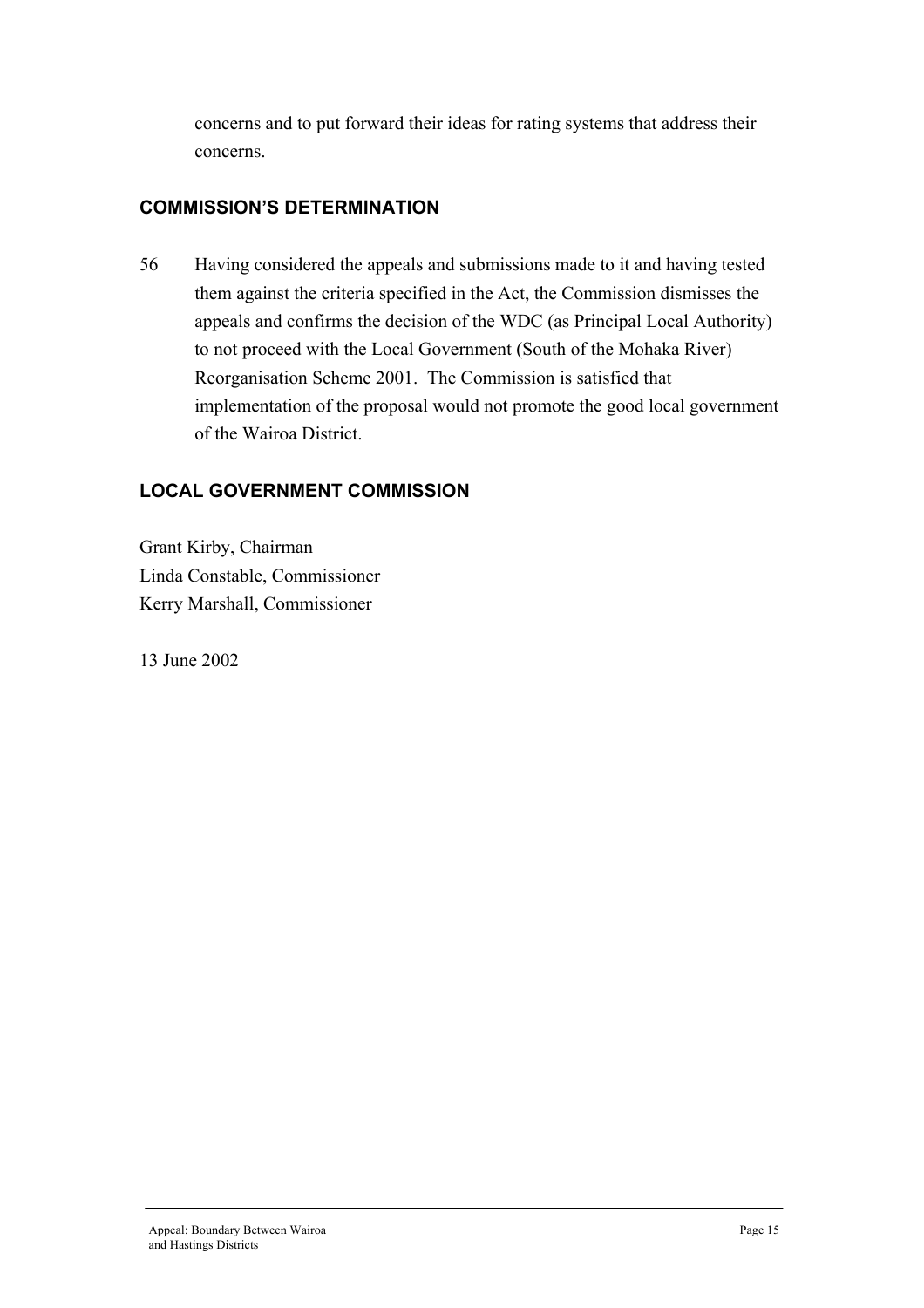concerns and to put forward their ideas for rating systems that address their concerns.

## COMMISSION'S DETERMINATION

56 Having considered the appeals and submissions made to it and having tested them against the criteria specified in the Act, the Commission dismisses the appeals and confirms the decision of the WDC (as Principal Local Authority) to not proceed with the Local Government (South of the Mohaka River) Reorganisation Scheme 2001. The Commission is satisfied that implementation of the proposal would not promote the good local government of the Wairoa District.

## LOCAL GOVERNMENT COMMISSION

Grant Kirby, Chairman
Linda Constable, Commissioner
Kerry Marshall, Commissioner

13 June 2002